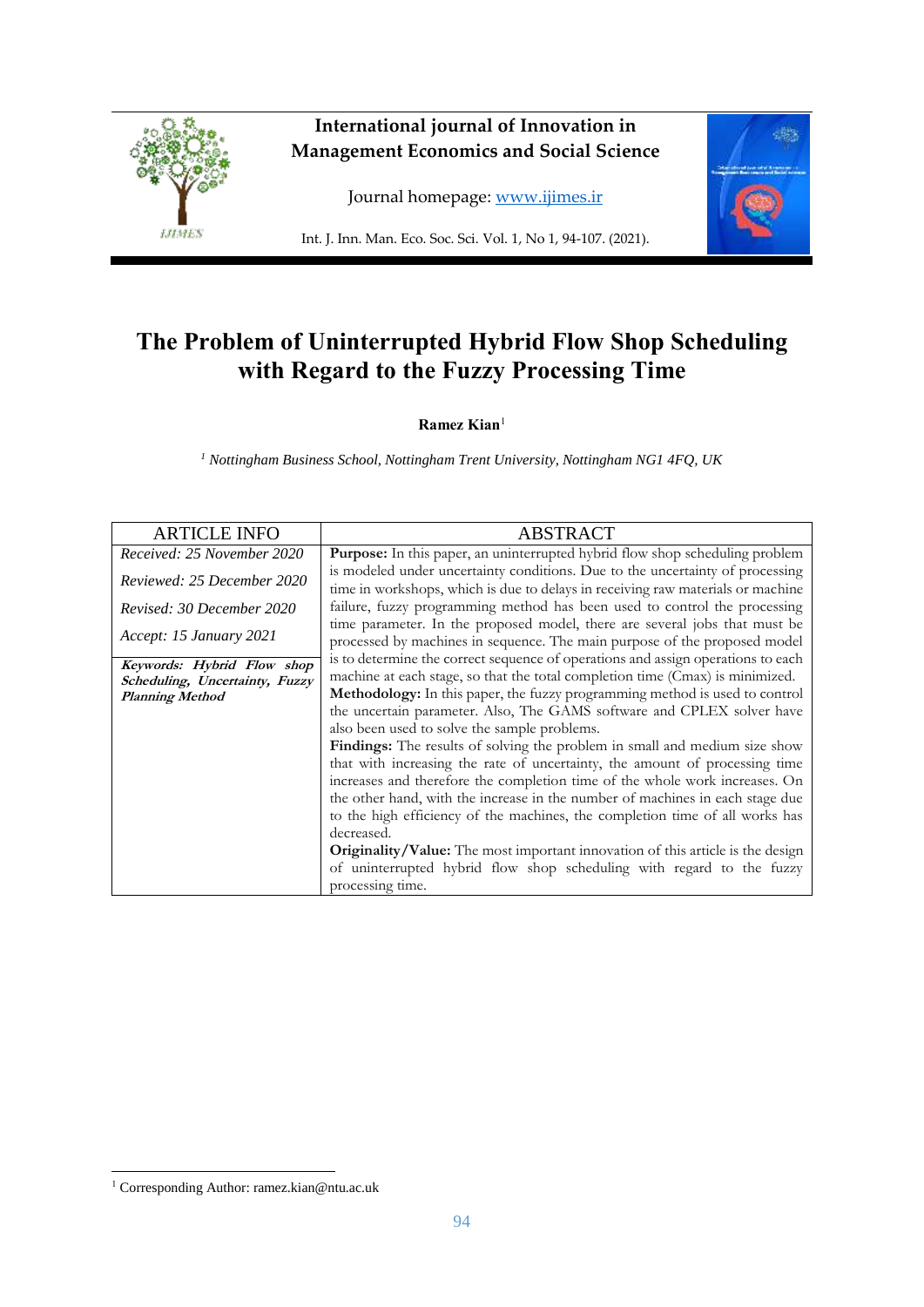# The Problem of Uninterrupted Hybrid Flow Shop Scheduling with Regard to the Fuzzy Processing Time

**Ramez Kian**[1]

[1] *Nottingham Business School, Nottingham Trent University, Nottingham NG1 4FQ, UK*

| ARTICLE INFO | ABSTRACT |
|---|---|
| *Received: 25 November 2020*<br>*Reviewed: 25 December 2020*<br>*Revised: 30 December 2020*<br>*Accept: 15 January 2021*<br>***Keywords: Hybrid Flow shop Scheduling, Uncertainty, Fuzzy Planning Method*** | **Purpose:** In this paper, an uninterrupted hybrid flow shop scheduling problem is modeled under uncertainty conditions. Due to the uncertainty of processing time in workshops, which is due to delays in receiving raw materials or machine failure, fuzzy programming method has been used to control the processing time parameter. In the proposed model, there are several jobs that must be processed by machines in sequence. The main purpose of the proposed model is to determine the correct sequence of operations and assign operations to each machine at each stage, so that the total completion time (Cmax) is minimized.<br>**Methodology:** In this paper, the fuzzy programming method is used to control the uncertain parameter. Also, The GAMS software and CPLEX solver have also been used to solve the sample problems.<br>**Findings:** The results of solving the problem in small and medium size show that with increasing the rate of uncertainty, the amount of processing time increases and therefore the completion time of the whole work increases. On the other hand, with the increase in the number of machines in each stage due to the high efficiency of the machines, the completion time of all works has decreased.<br>**Originality/Value:** The most important innovation of this article is the design of uninterrupted hybrid flow shop scheduling with regard to the fuzzy processing time. |

[1] Corresponding Author: ramez.kian@ntu.ac.uk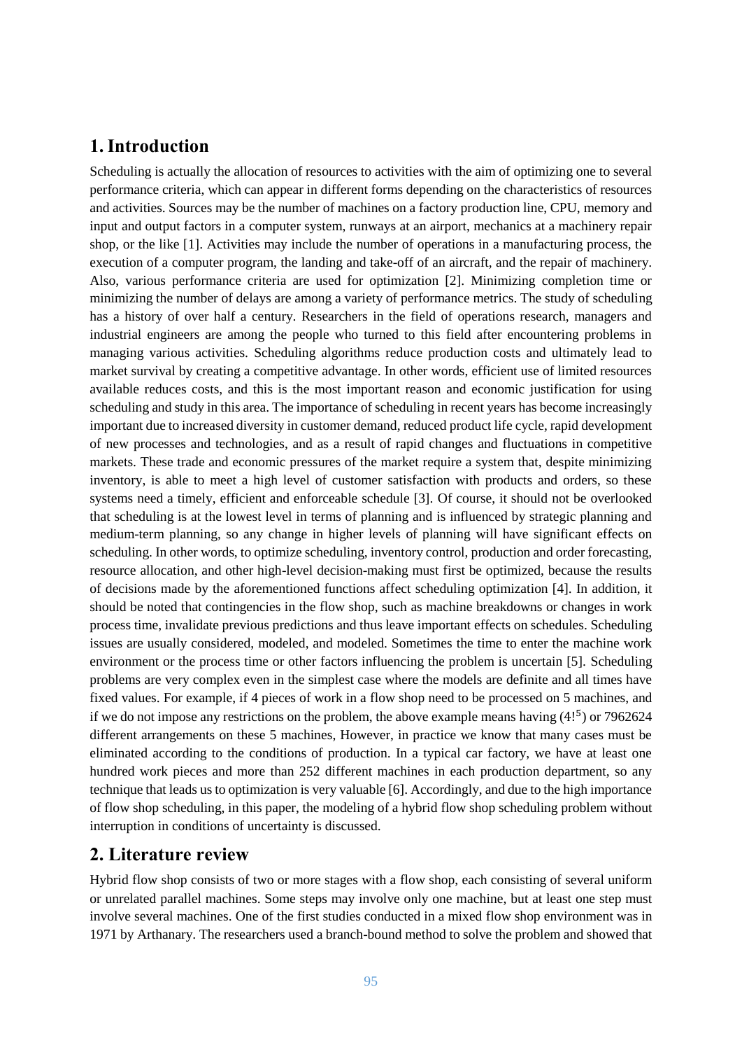## 1. Introduction

Scheduling is actually the allocation of resources to activities with the aim of optimizing one to several performance criteria, which can appear in different forms depending on the characteristics of resources and activities. Sources may be the number of machines on a factory production line, CPU, memory and input and output factors in a computer system, runways at an airport, mechanics at a machinery repair shop, or the like [1]. Activities may include the number of operations in a manufacturing process, the execution of a computer program, the landing and take-off of an aircraft, and the repair of machinery. Also, various performance criteria are used for optimization [2]. Minimizing completion time or minimizing the number of delays are among a variety of performance metrics. The study of scheduling has a history of over half a century. Researchers in the field of operations research, managers and industrial engineers are among the people who turned to this field after encountering problems in managing various activities. Scheduling algorithms reduce production costs and ultimately lead to market survival by creating a competitive advantage. In other words, efficient use of limited resources available reduces costs, and this is the most important reason and economic justification for using scheduling and study in this area. The importance of scheduling in recent years has become increasingly important due to increased diversity in customer demand, reduced product life cycle, rapid development of new processes and technologies, and as a result of rapid changes and fluctuations in competitive markets. These trade and economic pressures of the market require a system that, despite minimizing inventory, is able to meet a high level of customer satisfaction with products and orders, so these systems need a timely, efficient and enforceable schedule [3]. Of course, it should not be overlooked that scheduling is at the lowest level in terms of planning and is influenced by strategic planning and medium-term planning, so any change in higher levels of planning will have significant effects on scheduling. In other words, to optimize scheduling, inventory control, production and order forecasting, resource allocation, and other high-level decision-making must first be optimized, because the results of decisions made by the aforementioned functions affect scheduling optimization [4]. In addition, it should be noted that contingencies in the flow shop, such as machine breakdowns or changes in work process time, invalidate previous predictions and thus leave important effects on schedules. Scheduling issues are usually considered, modeled, and modeled. Sometimes the time to enter the machine work environment or the process time or other factors influencing the problem is uncertain [5]. Scheduling problems are very complex even in the simplest case where the models are definite and all times have fixed values. For example, if 4 pieces of work in a flow shop need to be processed on 5 machines, and if we do not impose any restrictions on the problem, the above example means having ($4!^5$) or 7962624 different arrangements on these 5 machines, However, in practice we know that many cases must be eliminated according to the conditions of production. In a typical car factory, we have at least one hundred work pieces and more than 252 different machines in each production department, so any technique that leads us to optimization is very valuable [6]. Accordingly, and due to the high importance of flow shop scheduling, in this paper, the modeling of a hybrid flow shop scheduling problem without interruption in conditions of uncertainty is discussed.

## 2. Literature review

Hybrid flow shop consists of two or more stages with a flow shop, each consisting of several uniform or unrelated parallel machines. Some steps may involve only one machine, but at least one step must involve several machines. One of the first studies conducted in a mixed flow shop environment was in 1971 by Arthanary. The researchers used a branch-bound method to solve the problem and showed that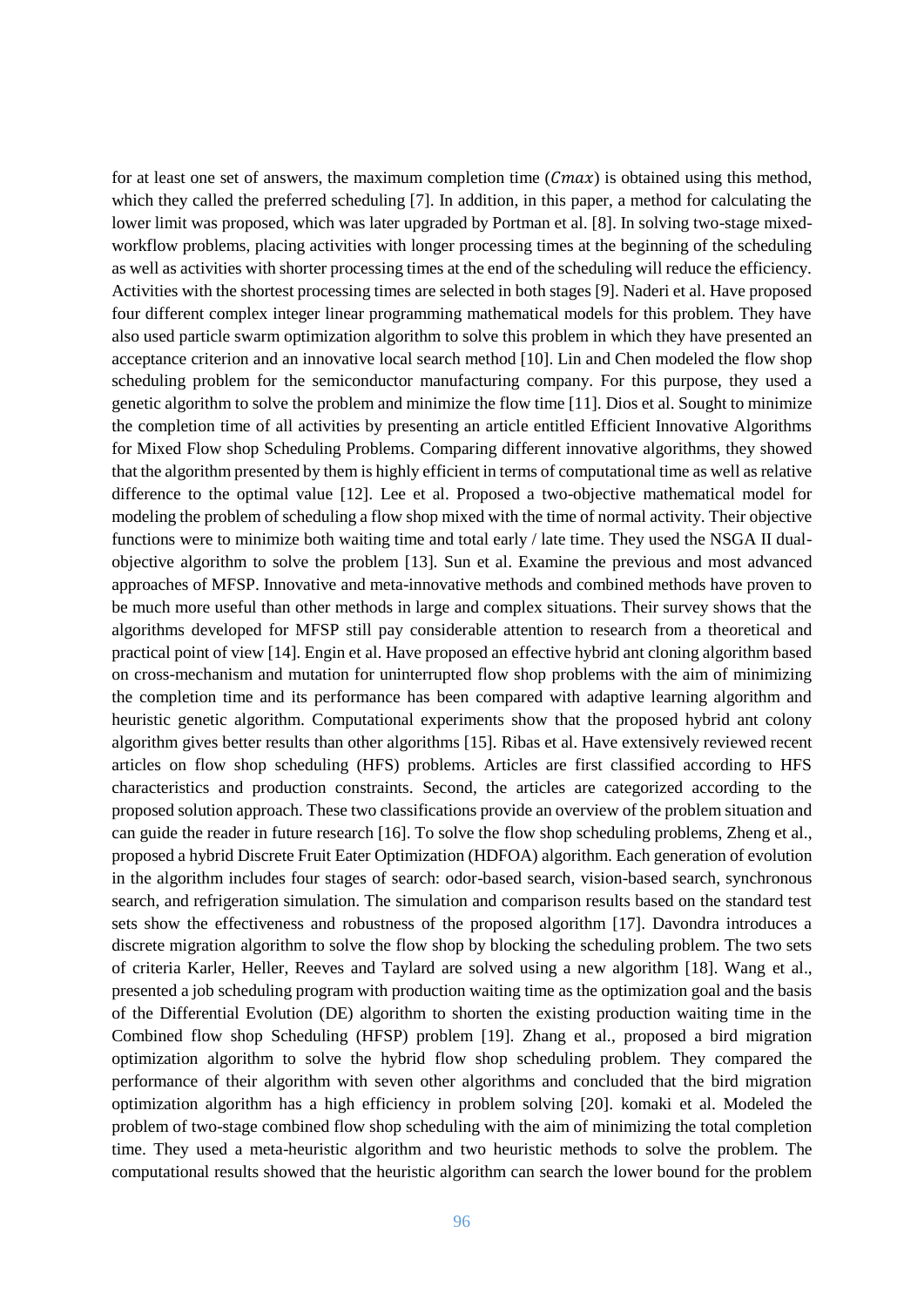for at least one set of answers, the maximum completion time ($Cmax$) is obtained using this method, which they called the preferred scheduling [7]. In addition, in this paper, a method for calculating the lower limit was proposed, which was later upgraded by Portman et al. [8]. In solving two-stage mixed-workflow problems, placing activities with longer processing times at the beginning of the scheduling as well as activities with shorter processing times at the end of the scheduling will reduce the efficiency. Activities with the shortest processing times are selected in both stages [9]. Naderi et al. Have proposed four different complex integer linear programming mathematical models for this problem. They have also used particle swarm optimization algorithm to solve this problem in which they have presented an acceptance criterion and an innovative local search method [10]. Lin and Chen modeled the flow shop scheduling problem for the semiconductor manufacturing company. For this purpose, they used a genetic algorithm to solve the problem and minimize the flow time [11]. Dios et al. Sought to minimize the completion time of all activities by presenting an article entitled Efficient Innovative Algorithms for Mixed Flow shop Scheduling Problems. Comparing different innovative algorithms, they showed that the algorithm presented by them is highly efficient in terms of computational time as well as relative difference to the optimal value [12]. Lee et al. Proposed a two-objective mathematical model for modeling the problem of scheduling a flow shop mixed with the time of normal activity. Their objective functions were to minimize both waiting time and total early / late time. They used the NSGA II dual-objective algorithm to solve the problem [13]. Sun et al. Examine the previous and most advanced approaches of MFSP. Innovative and meta-innovative methods and combined methods have proven to be much more useful than other methods in large and complex situations. Their survey shows that the algorithms developed for MFSP still pay considerable attention to research from a theoretical and practical point of view [14]. Engin et al. Have proposed an effective hybrid ant cloning algorithm based on cross-mechanism and mutation for uninterrupted flow shop problems with the aim of minimizing the completion time and its performance has been compared with adaptive learning algorithm and heuristic genetic algorithm. Computational experiments show that the proposed hybrid ant colony algorithm gives better results than other algorithms [15]. Ribas et al. Have extensively reviewed recent articles on flow shop scheduling (HFS) problems. Articles are first classified according to HFS characteristics and production constraints. Second, the articles are categorized according to the proposed solution approach. These two classifications provide an overview of the problem situation and can guide the reader in future research [16]. To solve the flow shop scheduling problems, Zheng et al., proposed a hybrid Discrete Fruit Eater Optimization (HDFOA) algorithm. Each generation of evolution in the algorithm includes four stages of search: odor-based search, vision-based search, synchronous search, and refrigeration simulation. The simulation and comparison results based on the standard test sets show the effectiveness and robustness of the proposed algorithm [17]. Davondra introduces a discrete migration algorithm to solve the flow shop by blocking the scheduling problem. The two sets of criteria Karler, Heller, Reeves and Taylard are solved using a new algorithm [18]. Wang et al., presented a job scheduling program with production waiting time as the optimization goal and the basis of the Differential Evolution (DE) algorithm to shorten the existing production waiting time in the Combined flow shop Scheduling (HFSP) problem [19]. Zhang et al., proposed a bird migration optimization algorithm to solve the hybrid flow shop scheduling problem. They compared the performance of their algorithm with seven other algorithms and concluded that the bird migration optimization algorithm has a high efficiency in problem solving [20]. komaki et al. Modeled the problem of two-stage combined flow shop scheduling with the aim of minimizing the total completion time. They used a meta-heuristic algorithm and two heuristic methods to solve the problem. The computational results showed that the heuristic algorithm can search the lower bound for the problem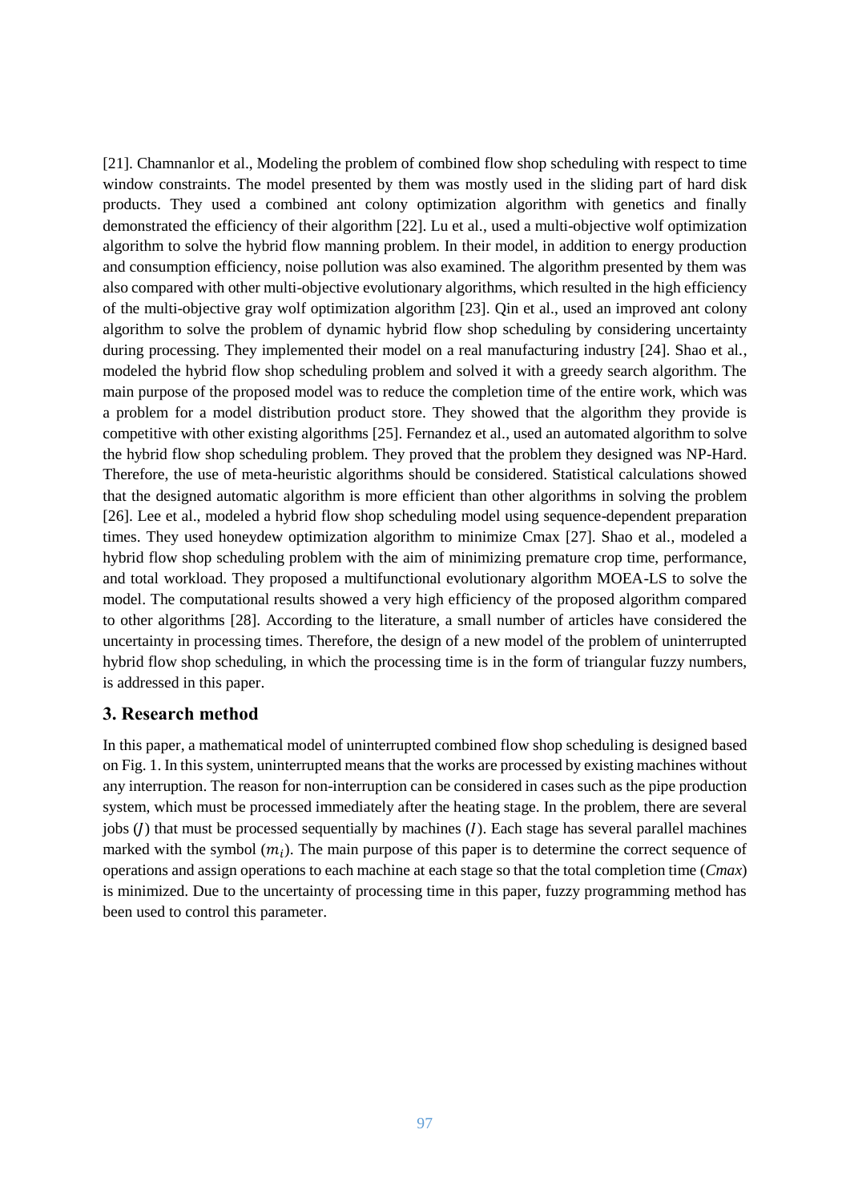[21]. Chamnanlor et al., Modeling the problem of combined flow shop scheduling with respect to time window constraints. The model presented by them was mostly used in the sliding part of hard disk products. They used a combined ant colony optimization algorithm with genetics and finally demonstrated the efficiency of their algorithm [22]. Lu et al., used a multi-objective wolf optimization algorithm to solve the hybrid flow manning problem. In their model, in addition to energy production and consumption efficiency, noise pollution was also examined. The algorithm presented by them was also compared with other multi-objective evolutionary algorithms, which resulted in the high efficiency of the multi-objective gray wolf optimization algorithm [23]. Qin et al., used an improved ant colony algorithm to solve the problem of dynamic hybrid flow shop scheduling by considering uncertainty during processing. They implemented their model on a real manufacturing industry [24]. Shao et al., modeled the hybrid flow shop scheduling problem and solved it with a greedy search algorithm. The main purpose of the proposed model was to reduce the completion time of the entire work, which was a problem for a model distribution product store. They showed that the algorithm they provide is competitive with other existing algorithms [25]. Fernandez et al., used an automated algorithm to solve the hybrid flow shop scheduling problem. They proved that the problem they designed was NP-Hard. Therefore, the use of meta-heuristic algorithms should be considered. Statistical calculations showed that the designed automatic algorithm is more efficient than other algorithms in solving the problem [26]. Lee et al., modeled a hybrid flow shop scheduling model using sequence-dependent preparation times. They used honeydew optimization algorithm to minimize Cmax [27]. Shao et al., modeled a hybrid flow shop scheduling problem with the aim of minimizing premature crop time, performance, and total workload. They proposed a multifunctional evolutionary algorithm MOEA-LS to solve the model. The computational results showed a very high efficiency of the proposed algorithm compared to other algorithms [28]. According to the literature, a small number of articles have considered the uncertainty in processing times. Therefore, the design of a new model of the problem of uninterrupted hybrid flow shop scheduling, in which the processing time is in the form of triangular fuzzy numbers, is addressed in this paper.

## 3. Research method

In this paper, a mathematical model of uninterrupted combined flow shop scheduling is designed based on Fig. 1. In this system, uninterrupted means that the works are processed by existing machines without any interruption. The reason for non-interruption can be considered in cases such as the pipe production system, which must be processed immediately after the heating stage. In the problem, there are several jobs ($J$) that must be processed sequentially by machines ($I$). Each stage has several parallel machines marked with the symbol ($m_i$). The main purpose of this paper is to determine the correct sequence of operations and assign operations to each machine at each stage so that the total completion time (*Cmax*) is minimized. Due to the uncertainty of processing time in this paper, fuzzy programming method has been used to control this parameter.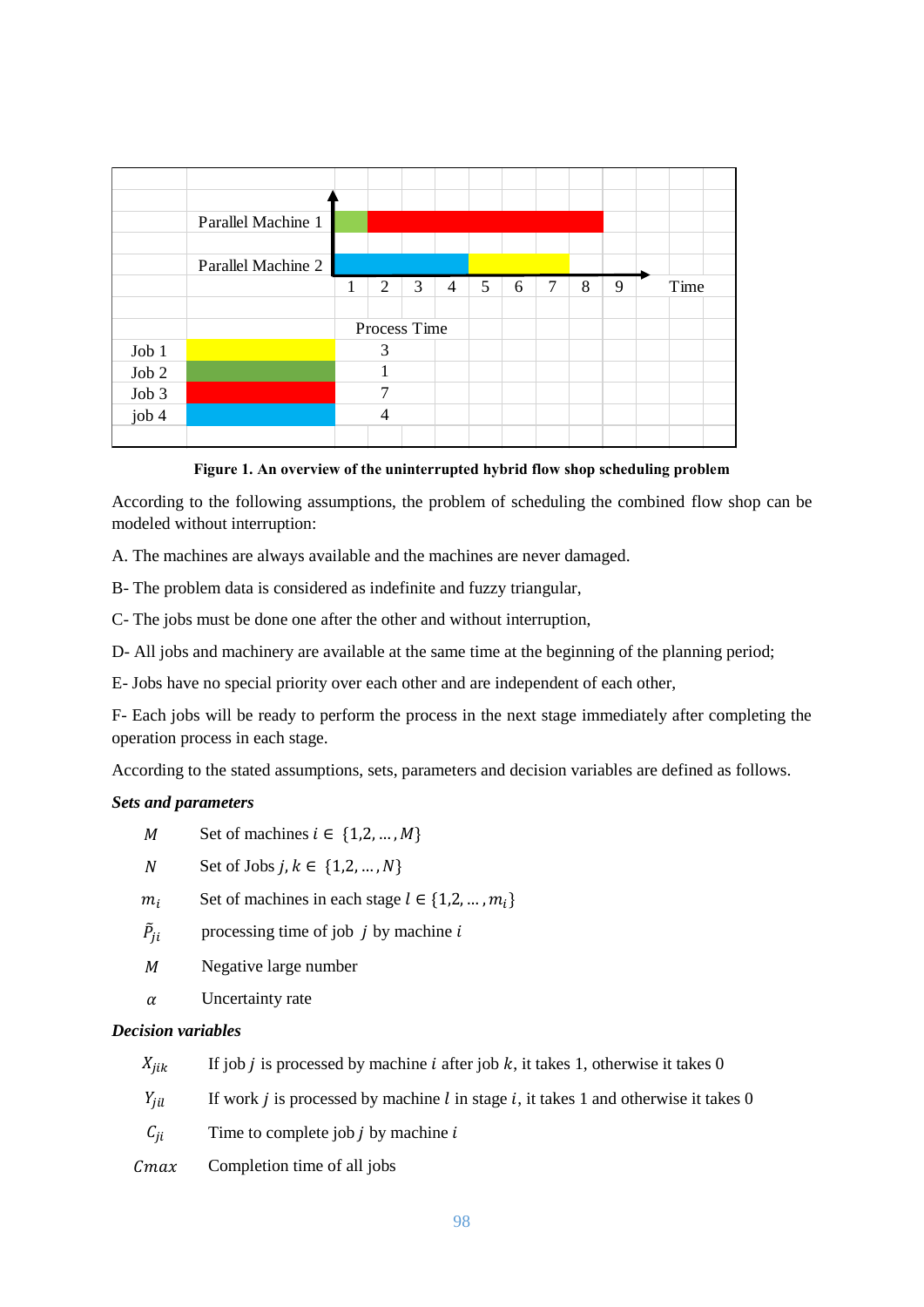| | Process Time |
|---|---|
| Job 1 | 3 |
| Job 2 | 1 |
| Job 3 | 7 |
| job 4 | 4 |

**Figure 1. An overview of the uninterrupted hybrid flow shop scheduling problem**

According to the following assumptions, the problem of scheduling the combined flow shop can be modeled without interruption:

A. The machines are always available and the machines are never damaged.

B- The problem data is considered as indefinite and fuzzy triangular,

C- The jobs must be done one after the other and without interruption,

D- All jobs and machinery are available at the same time at the beginning of the planning period;

E- Jobs have no special priority over each other and are independent of each other,

F- Each jobs will be ready to perform the process in the next stage immediately after completing the operation process in each stage.

According to the stated assumptions, sets, parameters and decision variables are defined as follows.

***Sets and parameters***

| | |
|---|---|
| $M$ | Set of machines $i \in \{1,2,\dots,M\}$ |
| $N$ | Set of Jobs $j,k \in \{1,2,\dots,N\}$ |
| $m_i$ | Set of machines in each stage $l \in \{1,2,\dots,m_i\}$ |
| $\tilde{P}_{ji}$ | processing time of job $j$ by machine $i$ |
| $M$ | Negative large number |
| $\alpha$ | Uncertainty rate |

***Decision variables***

| | |
|---|---|
| $X_{jik}$ | If job $j$ is processed by machine $i$ after job $k$, it takes 1, otherwise it takes 0 |
| $Y_{jil}$ | If work $j$ is processed by machine $l$ in stage $i$, it takes 1 and otherwise it takes 0 |
| $C_{ji}$ | Time to complete job $j$ by machine $i$ |
| $Cmax$ | Completion time of all jobs |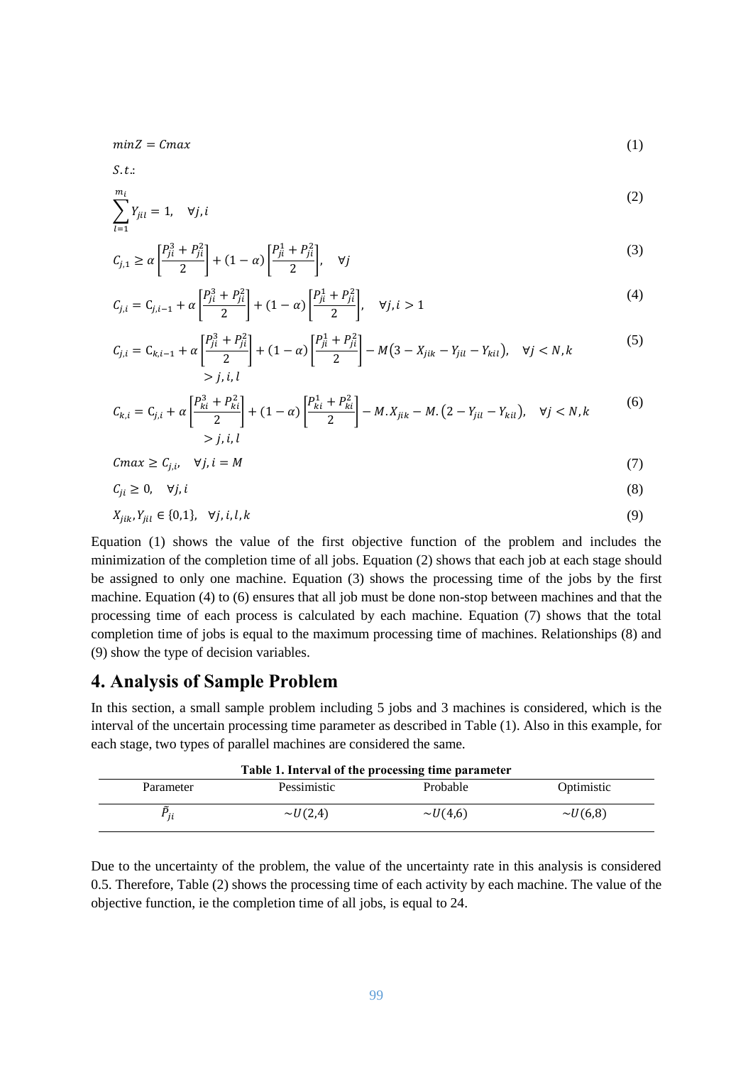$$minZ = Cmax \tag{1}$$

$S.t.$:

$$\sum_{l=1}^{m_i} Y_{jil} = 1, \quad \forall j, i \tag{2}$$

$$C_{j,1} \geq \alpha \left[\frac{P_{ji}^3 + P_{ji}^2}{2}\right] + (1-\alpha)\left[\frac{P_{ji}^1 + P_{ji}^2}{2}\right], \quad \forall j \tag{3}$$

$$C_{j,i} = C_{j,i-1} + \alpha \left[\frac{P_{ji}^3 + P_{ji}^2}{2}\right] + (1-\alpha)\left[\frac{P_{ji}^1 + P_{ji}^2}{2}\right], \quad \forall j, i > 1 \tag{4}$$

$$C_{j,i} = C_{k,i-1} + \alpha \left[\frac{P_{ji}^3 + P_{ji}^2}{2}\right] + (1-\alpha)\left[\frac{P_{ji}^1 + P_{ji}^2}{2}\right] - M\left(3 - X_{jik} - Y_{jil} - Y_{kil}\right), \quad \forall j < N, k > j, i, l \tag{5}$$

$$C_{k,i} = C_{j,i} + \alpha \left[\frac{P_{ki}^3 + P_{ki}^2}{2}\right] + (1-\alpha)\left[\frac{P_{ki}^1 + P_{ki}^2}{2}\right] - M.X_{jik} - M.\left(2 - Y_{jil} - Y_{kil}\right), \quad \forall j < N, k > j, i, l \tag{6}$$

$$Cmax \geq C_{j,i}, \quad \forall j, i = M \tag{7}$$

$$C_{ji} \geq 0, \quad \forall j, i \tag{8}$$

$$X_{jik}, Y_{jil} \in \{0,1\}, \quad \forall j, i, l, k \tag{9}$$

Equation (1) shows the value of the first objective function of the problem and includes the minimization of the completion time of all jobs. Equation (2) shows that each job at each stage should be assigned to only one machine. Equation (3) shows the processing time of the jobs by the first machine. Equation (4) to (6) ensures that all job must be done non-stop between machines and that the processing time of each process is calculated by each machine. Equation (7) shows that the total completion time of jobs is equal to the maximum processing time of machines. Relationships (8) and (9) show the type of decision variables.

# 4. Analysis of Sample Problem

In this section, a small sample problem including 5 jobs and 3 machines is considered, which is the interval of the uncertain processing time parameter as described in Table (1). Also in this example, for each stage, two types of parallel machines are considered the same.

**Table 1. Interval of the processing time parameter**

| Parameter | Pessimistic | Probable | Optimistic |
| --- | --- | --- | --- |
| $\tilde{P}_{ji}$ | $\sim U(2,4)$ | $\sim U(4,6)$ | $\sim U(6,8)$ |

Due to the uncertainty of the problem, the value of the uncertainty rate in this analysis is considered 0.5. Therefore, Table (2) shows the processing time of each activity by each machine. The value of the objective function, ie the completion time of all jobs, is equal to 24.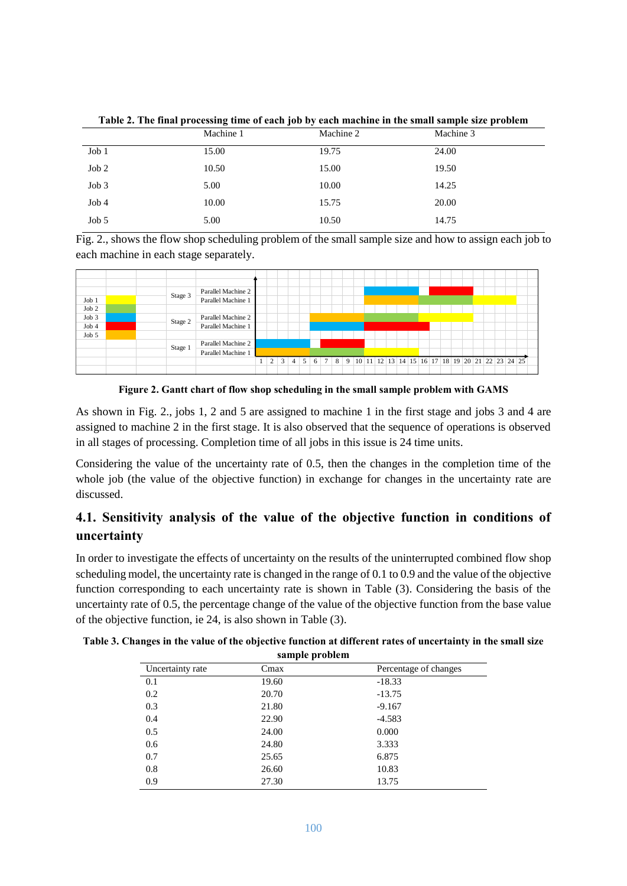**Table 2. The final processing time of each job by each machine in the small sample size problem**

| | Machine 1 | Machine 2 | Machine 3 |
|---|---|---|---|
| Job 1 | 15.00 | 19.75 | 24.00 |
| Job 2 | 10.50 | 15.00 | 19.50 |
| Job 3 | 5.00 | 10.00 | 14.25 |
| Job 4 | 10.00 | 15.75 | 20.00 |
| Job 5 | 5.00 | 10.50 | 14.75 |

Fig. 2., shows the flow shop scheduling problem of the small sample size and how to assign each job to each machine in each stage separately.

**Figure 2. Gantt chart of flow shop scheduling in the small sample problem with GAMS**

As shown in Fig. 2., jobs 1, 2 and 5 are assigned to machine 1 in the first stage and jobs 3 and 4 are assigned to machine 2 in the first stage. It is also observed that the sequence of operations is observed in all stages of processing. Completion time of all jobs in this issue is 24 time units.

Considering the value of the uncertainty rate of 0.5, then the changes in the completion time of the whole job (the value of the objective function) in exchange for changes in the uncertainty rate are discussed.

## 4.1. Sensitivity analysis of the value of the objective function in conditions of uncertainty

In order to investigate the effects of uncertainty on the results of the uninterrupted combined flow shop scheduling model, the uncertainty rate is changed in the range of 0.1 to 0.9 and the value of the objective function corresponding to each uncertainty rate is shown in Table (3). Considering the basis of the uncertainty rate of 0.5, the percentage change of the value of the objective function from the base value of the objective function, ie 24, is also shown in Table (3).

**Table 3. Changes in the value of the objective function at different rates of uncertainty in the small size sample problem**

| Uncertainty rate | Cmax | Percentage of changes |
|---|---|---|
| 0.1 | 19.60 | -18.33 |
| 0.2 | 20.70 | -13.75 |
| 0.3 | 21.80 | -9.167 |
| 0.4 | 22.90 | -4.583 |
| 0.5 | 24.00 | 0.000 |
| 0.6 | 24.80 | 3.333 |
| 0.7 | 25.65 | 6.875 |
| 0.8 | 26.60 | 10.83 |
| 0.9 | 27.30 | 13.75 |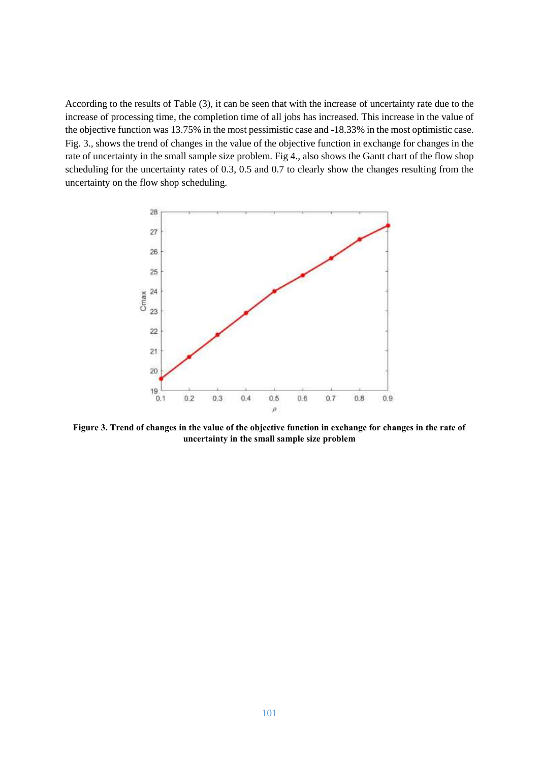According to the results of Table (3), it can be seen that with the increase of uncertainty rate due to the increase of processing time, the completion time of all jobs has increased. This increase in the value of the objective function was 13.75% in the most pessimistic case and -18.33% in the most optimistic case. Fig. 3., shows the trend of changes in the value of the objective function in exchange for changes in the rate of uncertainty in the small sample size problem. Fig 4., also shows the Gantt chart of the flow shop scheduling for the uncertainty rates of 0.3, 0.5 and 0.7 to clearly show the changes resulting from the uncertainty on the flow shop scheduling.

**Figure 3. Trend of changes in the value of the objective function in exchange for changes in the rate of uncertainty in the small sample size problem**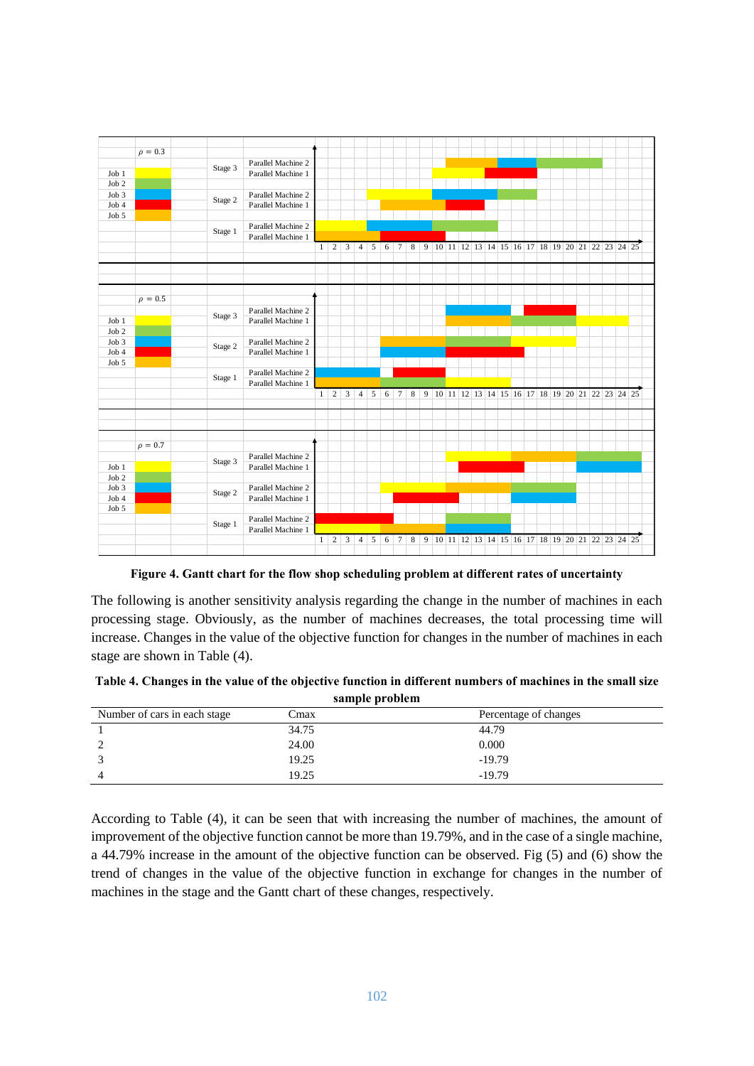**Figure 4. Gantt chart for the flow shop scheduling problem at different rates of uncertainty**

The following is another sensitivity analysis regarding the change in the number of machines in each processing stage. Obviously, as the number of machines decreases, the total processing time will increase. Changes in the value of the objective function for changes in the number of machines in each stage are shown in Table (4).

**Table 4. Changes in the value of the objective function in different numbers of machines in the small size sample problem**

| Number of cars in each stage | Cmax | Percentage of changes |
|---|---|---|
| 1 | 34.75 | 44.79 |
| 2 | 24.00 | 0.000 |
| 3 | 19.25 | -19.79 |
| 4 | 19.25 | -19.79 |

According to Table (4), it can be seen that with increasing the number of machines, the amount of improvement of the objective function cannot be more than 19.79%, and in the case of a single machine, a 44.79% increase in the amount of the objective function can be observed. Fig (5) and (6) show the trend of changes in the value of the objective function in exchange for changes in the number of machines in the stage and the Gantt chart of these changes, respectively.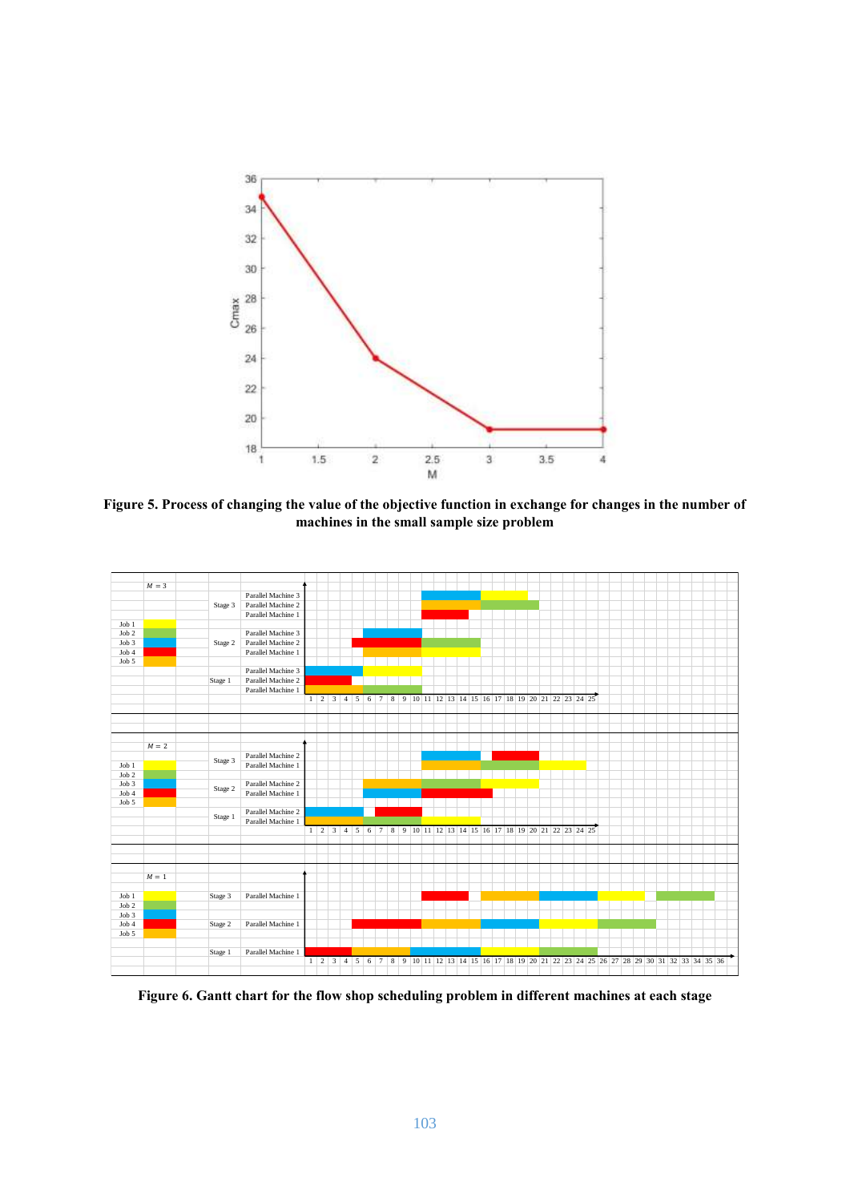Figure 5. Process of changing the value of the objective function in exchange for changes in the number of machines in the small sample size problem

Figure 6. Gantt chart for the flow shop scheduling problem in different machines at each stage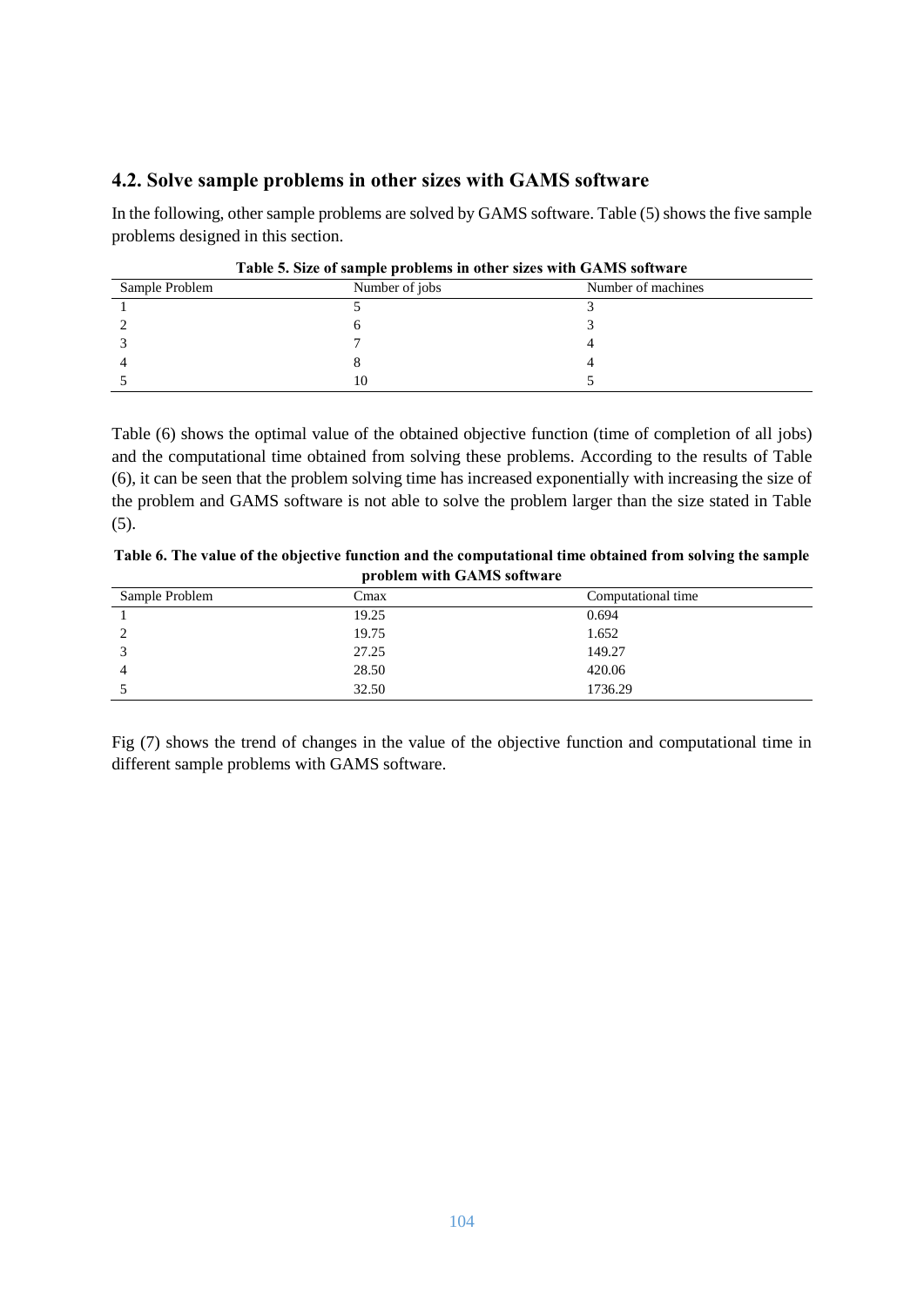## 4.2. Solve sample problems in other sizes with GAMS software

In the following, other sample problems are solved by GAMS software. Table (5) shows the five sample problems designed in this section.

**Table 5. Size of sample problems in other sizes with GAMS software**

| Sample Problem | Number of jobs | Number of machines |
| --- | --- | --- |
| 1 | 5 | 3 |
| 2 | 6 | 3 |
| 3 | 7 | 4 |
| 4 | 8 | 4 |
| 5 | 10 | 5 |

Table (6) shows the optimal value of the obtained objective function (time of completion of all jobs) and the computational time obtained from solving these problems. According to the results of Table (6), it can be seen that the problem solving time has increased exponentially with increasing the size of the problem and GAMS software is not able to solve the problem larger than the size stated in Table (5).

**Table 6. The value of the objective function and the computational time obtained from solving the sample problem with GAMS software**

| Sample Problem | Cmax | Computational time |
| --- | --- | --- |
| 1 | 19.25 | 0.694 |
| 2 | 19.75 | 1.652 |
| 3 | 27.25 | 149.27 |
| 4 | 28.50 | 420.06 |
| 5 | 32.50 | 1736.29 |

Fig (7) shows the trend of changes in the value of the objective function and computational time in different sample problems with GAMS software.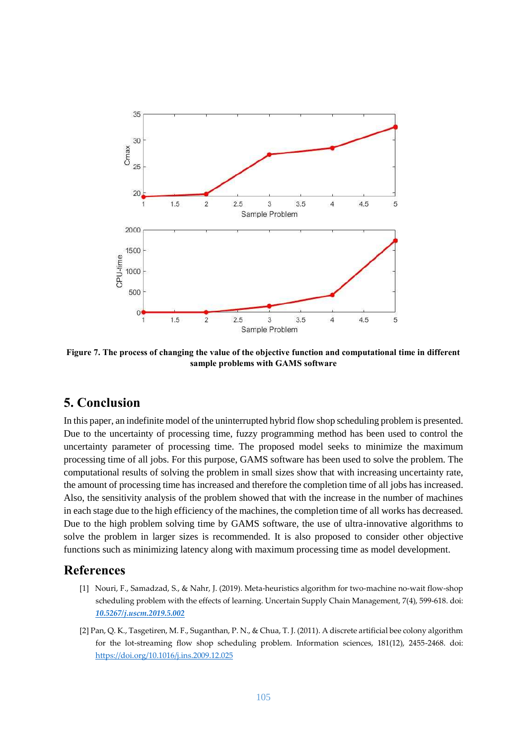**Figure 7. The process of changing the value of the objective function and computational time in different sample problems with GAMS software**

## 5. Conclusion

In this paper, an indefinite model of the uninterrupted hybrid flow shop scheduling problem is presented. Due to the uncertainty of processing time, fuzzy programming method has been used to control the uncertainty parameter of processing time. The proposed model seeks to minimize the maximum processing time of all jobs. For this purpose, GAMS software has been used to solve the problem. The computational results of solving the problem in small sizes show that with increasing uncertainty rate, the amount of processing time has increased and therefore the completion time of all jobs has increased. Also, the sensitivity analysis of the problem showed that with the increase in the number of machines in each stage due to the high efficiency of the machines, the completion time of all works has decreased. Due to the high problem solving time by GAMS software, the use of ultra-innovative algorithms to solve the problem in larger sizes is recommended. It is also proposed to consider other objective functions such as minimizing latency along with maximum processing time as model development.

## References

[1] Nouri, F., Samadzad, S., & Nahr, J. (2019). Meta-heuristics algorithm for two-machine no-wait flow-shop scheduling problem with the effects of learning. Uncertain Supply Chain Management, 7(4), 599-618. doi: ***10.5267/j.uscm.2019.5.002***

[2] Pan, Q. K., Tasgetiren, M. F., Suganthan, P. N., & Chua, T. J. (2011). A discrete artificial bee colony algorithm for the lot-streaming flow shop scheduling problem. Information sciences, 181(12), 2455-2468. doi: https://doi.org/10.1016/j.ins.2009.12.025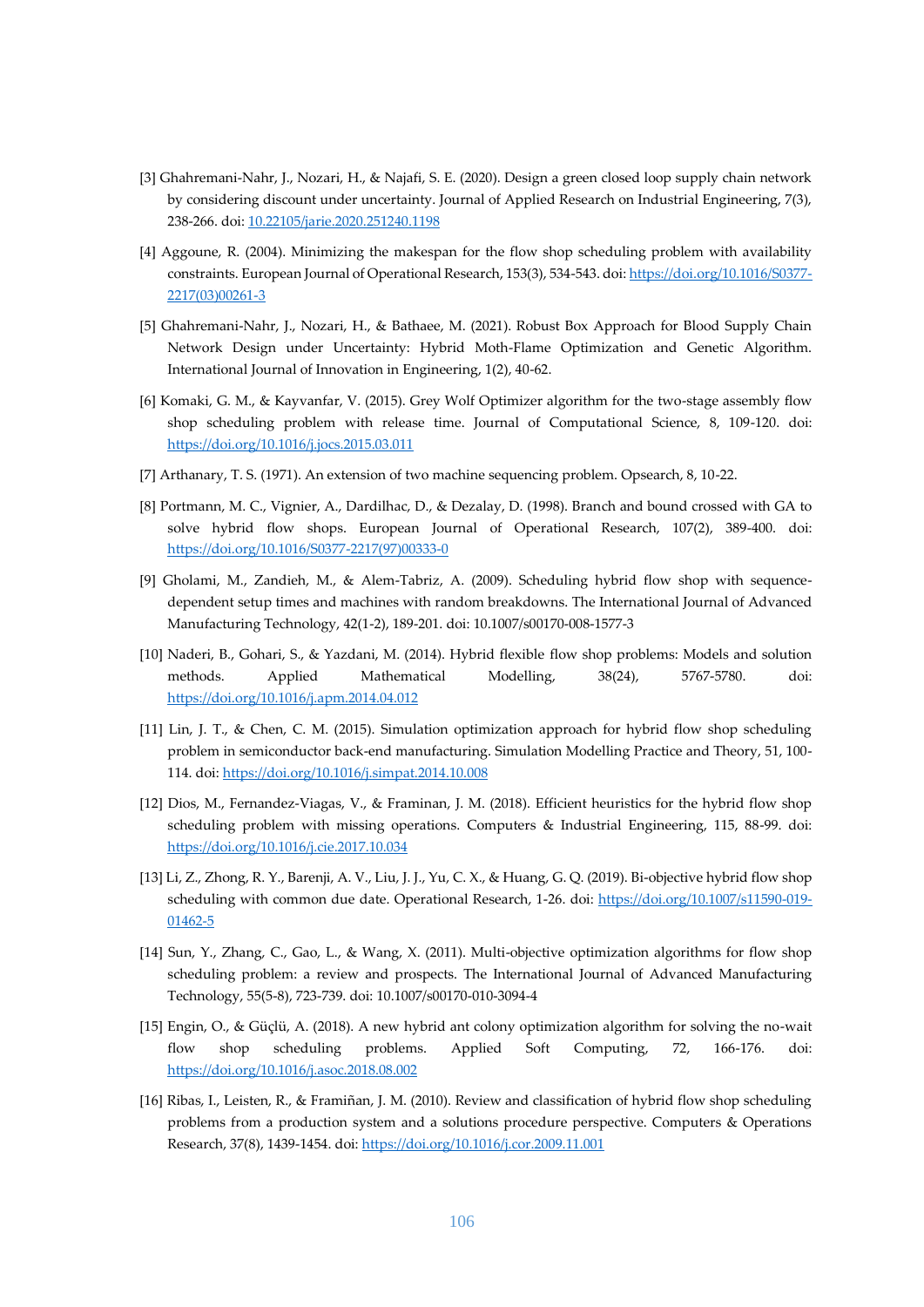[3] Ghahremani-Nahr, J., Nozari, H., & Najafi, S. E. (2020). Design a green closed loop supply chain network by considering discount under uncertainty. Journal of Applied Research on Industrial Engineering, 7(3), 238-266. doi: 10.22105/jarie.2020.251240.1198

[4] Aggoune, R. (2004). Minimizing the makespan for the flow shop scheduling problem with availability constraints. European Journal of Operational Research, 153(3), 534-543. doi: https://doi.org/10.1016/S0377-2217(03)00261-3

[5] Ghahremani-Nahr, J., Nozari, H., & Bathaee, M. (2021). Robust Box Approach for Blood Supply Chain Network Design under Uncertainty: Hybrid Moth-Flame Optimization and Genetic Algorithm. International Journal of Innovation in Engineering, 1(2), 40-62.

[6] Komaki, G. M., & Kayvanfar, V. (2015). Grey Wolf Optimizer algorithm for the two-stage assembly flow shop scheduling problem with release time. Journal of Computational Science, 8, 109-120. doi: https://doi.org/10.1016/j.jocs.2015.03.011

[7] Arthanary, T. S. (1971). An extension of two machine sequencing problem. Opsearch, 8, 10-22.

[8] Portmann, M. C., Vignier, A., Dardilhac, D., & Dezalay, D. (1998). Branch and bound crossed with GA to solve hybrid flow shops. European Journal of Operational Research, 107(2), 389-400. doi: https://doi.org/10.1016/S0377-2217(97)00333-0

[9] Gholami, M., Zandieh, M., & Alem-Tabriz, A. (2009). Scheduling hybrid flow shop with sequence-dependent setup times and machines with random breakdowns. The International Journal of Advanced Manufacturing Technology, 42(1-2), 189-201. doi: 10.1007/s00170-008-1577-3

[10] Naderi, B., Gohari, S., & Yazdani, M. (2014). Hybrid flexible flow shop problems: Models and solution methods. Applied Mathematical Modelling, 38(24), 5767-5780. doi: https://doi.org/10.1016/j.apm.2014.04.012

[11] Lin, J. T., & Chen, C. M. (2015). Simulation optimization approach for hybrid flow shop scheduling problem in semiconductor back-end manufacturing. Simulation Modelling Practice and Theory, 51, 100-114. doi: https://doi.org/10.1016/j.simpat.2014.10.008

[12] Dios, M., Fernandez-Viagas, V., & Framinan, J. M. (2018). Efficient heuristics for the hybrid flow shop scheduling problem with missing operations. Computers & Industrial Engineering, 115, 88-99. doi: https://doi.org/10.1016/j.cie.2017.10.034

[13] Li, Z., Zhong, R. Y., Barenji, A. V., Liu, J. J., Yu, C. X., & Huang, G. Q. (2019). Bi-objective hybrid flow shop scheduling with common due date. Operational Research, 1-26. doi: https://doi.org/10.1007/s11590-019-01462-5

[14] Sun, Y., Zhang, C., Gao, L., & Wang, X. (2011). Multi-objective optimization algorithms for flow shop scheduling problem: a review and prospects. The International Journal of Advanced Manufacturing Technology, 55(5-8), 723-739. doi: 10.1007/s00170-010-3094-4

[15] Engin, O., & Güçlü, A. (2018). A new hybrid ant colony optimization algorithm for solving the no-wait flow shop scheduling problems. Applied Soft Computing, 72, 166-176. doi: https://doi.org/10.1016/j.asoc.2018.08.002

[16] Ribas, I., Leisten, R., & Framiñan, J. M. (2010). Review and classification of hybrid flow shop scheduling problems from a production system and a solutions procedure perspective. Computers & Operations Research, 37(8), 1439-1454. doi: https://doi.org/10.1016/j.cor.2009.11.001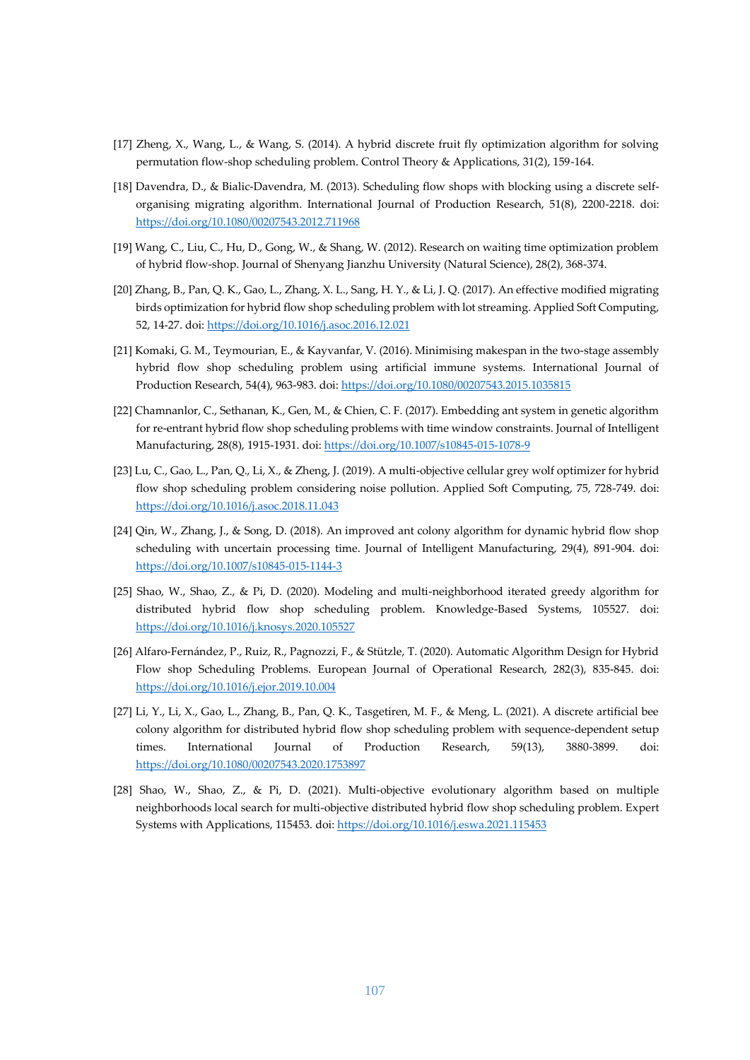[17] Zheng, X., Wang, L., & Wang, S. (2014). A hybrid discrete fruit fly optimization algorithm for solving permutation flow-shop scheduling problem. Control Theory & Applications, 31(2), 159-164.

[18] Davendra, D., & Bialic-Davendra, M. (2013). Scheduling flow shops with blocking using a discrete self-organising migrating algorithm. International Journal of Production Research, 51(8), 2200-2218. doi: https://doi.org/10.1080/00207543.2012.711968

[19] Wang, C., Liu, C., Hu, D., Gong, W., & Shang, W. (2012). Research on waiting time optimization problem of hybrid flow-shop. Journal of Shenyang Jianzhu University (Natural Science), 28(2), 368-374.

[20] Zhang, B., Pan, Q. K., Gao, L., Zhang, X. L., Sang, H. Y., & Li, J. Q. (2017). An effective modified migrating birds optimization for hybrid flow shop scheduling problem with lot streaming. Applied Soft Computing, 52, 14-27. doi: https://doi.org/10.1016/j.asoc.2016.12.021

[21] Komaki, G. M., Teymourian, E., & Kayvanfar, V. (2016). Minimising makespan in the two-stage assembly hybrid flow shop scheduling problem using artificial immune systems. International Journal of Production Research, 54(4), 963-983. doi: https://doi.org/10.1080/00207543.2015.1035815

[22] Chamnanlor, C., Sethanan, K., Gen, M., & Chien, C. F. (2017). Embedding ant system in genetic algorithm for re-entrant hybrid flow shop scheduling problems with time window constraints. Journal of Intelligent Manufacturing, 28(8), 1915-1931. doi: https://doi.org/10.1007/s10845-015-1078-9

[23] Lu, C., Gao, L., Pan, Q., Li, X., & Zheng, J. (2019). A multi-objective cellular grey wolf optimizer for hybrid flow shop scheduling problem considering noise pollution. Applied Soft Computing, 75, 728-749. doi: https://doi.org/10.1016/j.asoc.2018.11.043

[24] Qin, W., Zhang, J., & Song, D. (2018). An improved ant colony algorithm for dynamic hybrid flow shop scheduling with uncertain processing time. Journal of Intelligent Manufacturing, 29(4), 891-904. doi: https://doi.org/10.1007/s10845-015-1144-3

[25] Shao, W., Shao, Z., & Pi, D. (2020). Modeling and multi-neighborhood iterated greedy algorithm for distributed hybrid flow shop scheduling problem. Knowledge-Based Systems, 105527. doi: https://doi.org/10.1016/j.knosys.2020.105527

[26] Alfaro-Fernández, P., Ruiz, R., Pagnozzi, F., & Stützle, T. (2020). Automatic Algorithm Design for Hybrid Flow shop Scheduling Problems. European Journal of Operational Research, 282(3), 835-845. doi: https://doi.org/10.1016/j.ejor.2019.10.004

[27] Li, Y., Li, X., Gao, L., Zhang, B., Pan, Q. K., Tasgetiren, M. F., & Meng, L. (2021). A discrete artificial bee colony algorithm for distributed hybrid flow shop scheduling problem with sequence-dependent setup times. International Journal of Production Research, 59(13), 3880-3899. doi: https://doi.org/10.1080/00207543.2020.1753897

[28] Shao, W., Shao, Z., & Pi, D. (2021). Multi-objective evolutionary algorithm based on multiple neighborhoods local search for multi-objective distributed hybrid flow shop scheduling problem. Expert Systems with Applications, 115453. doi: https://doi.org/10.1016/j.eswa.2021.115453